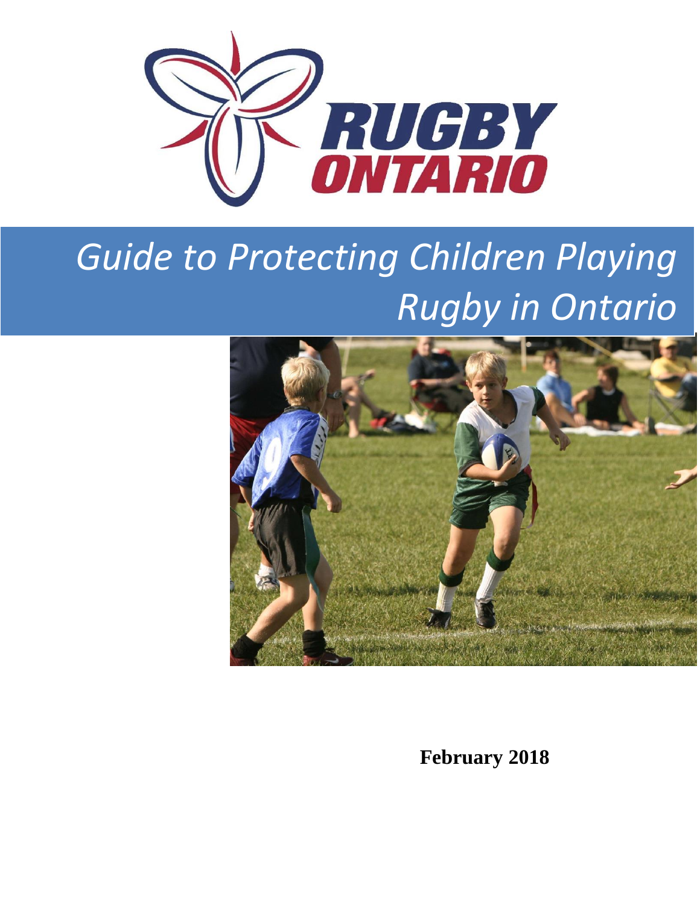RUGBY ONTARIO

# Guide to Protecting Children Playing Rugby in Ontario

**February 2018**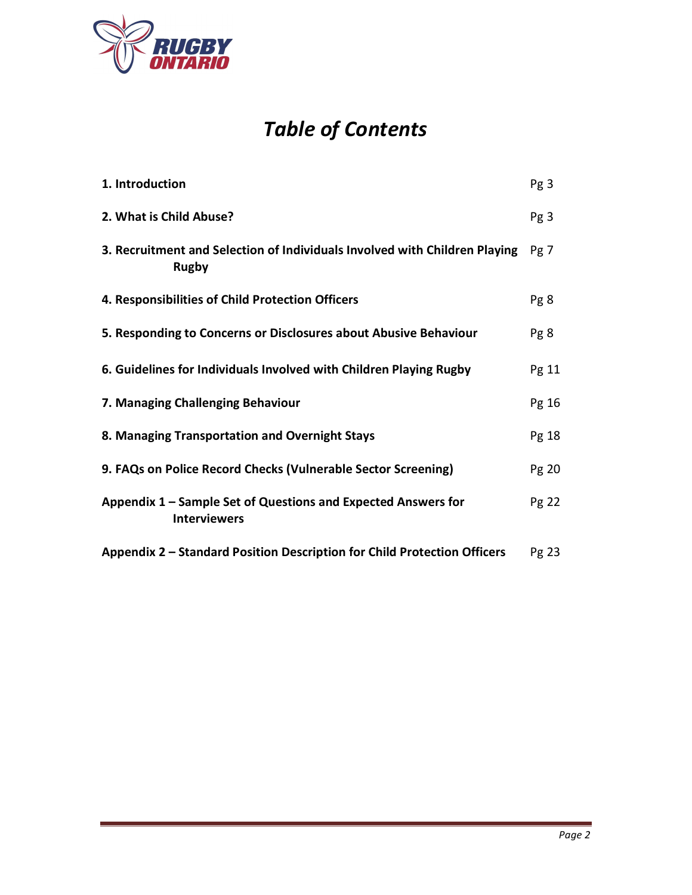# *Table of Contents*

| | |
|---|---|
| **1. Introduction** | Pg 3 |
| **2. What is Child Abuse?** | Pg 3 |
| **3. Recruitment and Selection of Individuals Involved with Children Playing Rugby** | Pg 7 |
| **4. Responsibilities of Child Protection Officers** | Pg 8 |
| **5. Responding to Concerns or Disclosures about Abusive Behaviour** | Pg 8 |
| **6. Guidelines for Individuals Involved with Children Playing Rugby** | Pg 11 |
| **7. Managing Challenging Behaviour** | Pg 16 |
| **8. Managing Transportation and Overnight Stays** | Pg 18 |
| **9. FAQs on Police Record Checks (Vulnerable Sector Screening)** | Pg 20 |
| **Appendix 1 – Sample Set of Questions and Expected Answers for Interviewers** | Pg 22 |
| **Appendix 2 – Standard Position Description for Child Protection Officers** | Pg 23 |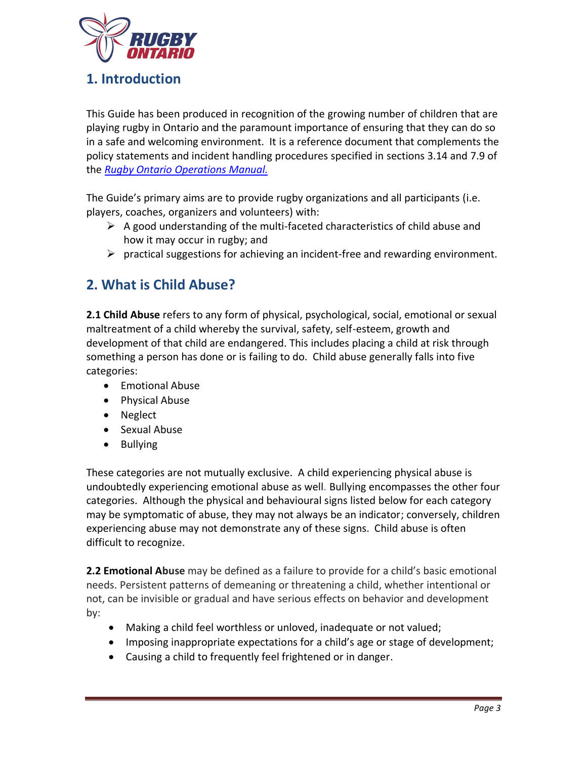## 1. Introduction

This Guide has been produced in recognition of the growing number of children that are playing rugby in Ontario and the paramount importance of ensuring that they can do so in a safe and welcoming environment. It is a reference document that complements the policy statements and incident handling procedures specified in sections 3.14 and 7.9 of the *Rugby Ontario Operations Manual.*

The Guide's primary aims are to provide rugby organizations and all participants (i.e. players, coaches, organizers and volunteers) with:

- A good understanding of the multi-faceted characteristics of child abuse and how it may occur in rugby; and
- practical suggestions for achieving an incident-free and rewarding environment.

## 2. What is Child Abuse?

**2.1 Child Abuse** refers to any form of physical, psychological, social, emotional or sexual maltreatment of a child whereby the survival, safety, self-esteem, growth and development of that child are endangered. This includes placing a child at risk through something a person has done or is failing to do. Child abuse generally falls into five categories:

- Emotional Abuse
- Physical Abuse
- Neglect
- Sexual Abuse
- Bullying

These categories are not mutually exclusive. A child experiencing physical abuse is undoubtedly experiencing emotional abuse as well. Bullying encompasses the other four categories. Although the physical and behavioural signs listed below for each category may be symptomatic of abuse, they may not always be an indicator; conversely, children experiencing abuse may not demonstrate any of these signs. Child abuse is often difficult to recognize.

**2.2 Emotional Abuse** may be defined as a failure to provide for a child's basic emotional needs. Persistent patterns of demeaning or threatening a child, whether intentional or not, can be invisible or gradual and have serious effects on behavior and development by:

- Making a child feel worthless or unloved, inadequate or not valued;
- Imposing inappropriate expectations for a child's age or stage of development;
- Causing a child to frequently feel frightened or in danger.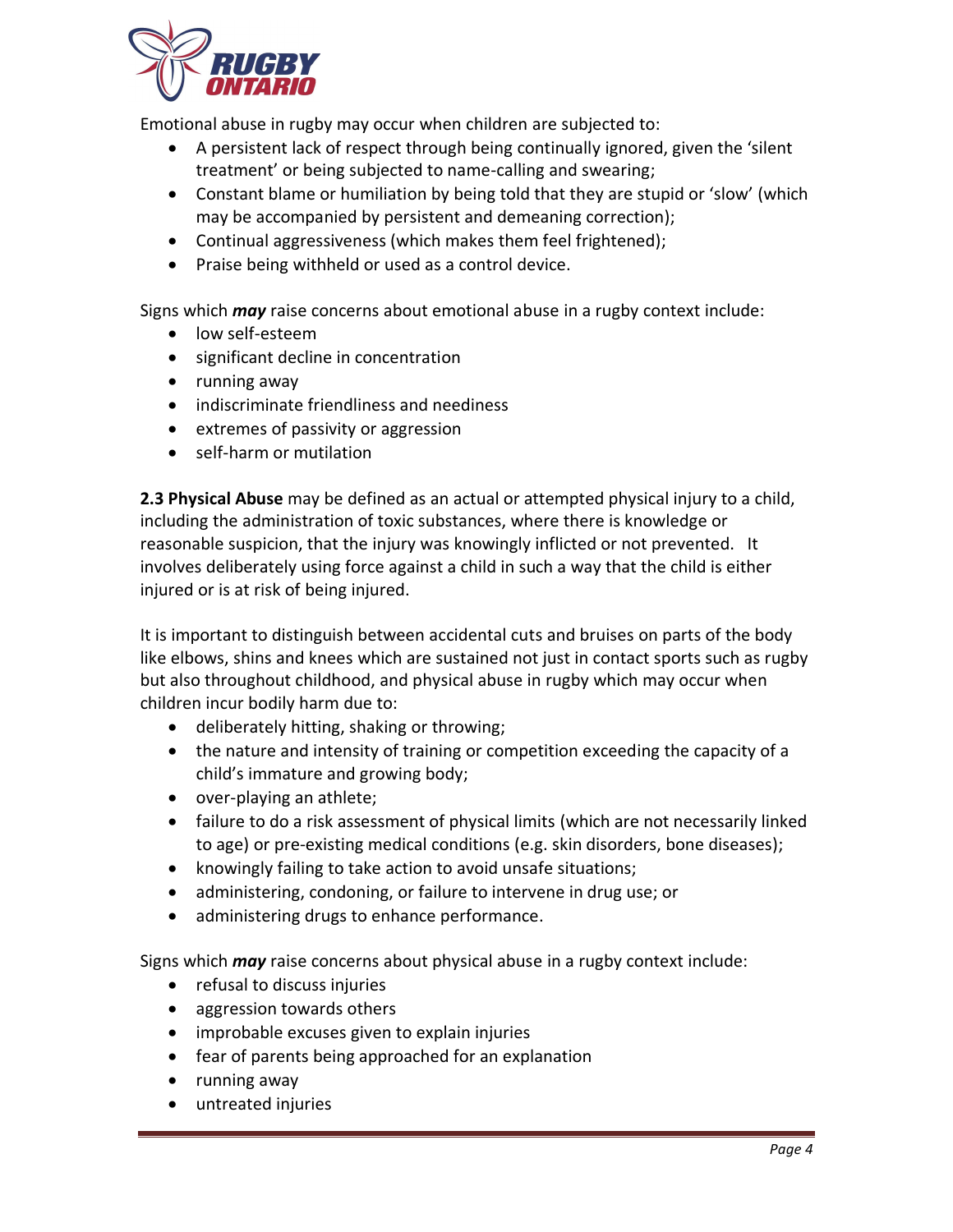Emotional abuse in rugby may occur when children are subjected to:

- A persistent lack of respect through being continually ignored, given the 'silent treatment' or being subjected to name-calling and swearing;
- Constant blame or humiliation by being told that they are stupid or 'slow' (which may be accompanied by persistent and demeaning correction);
- Continual aggressiveness (which makes them feel frightened);
- Praise being withheld or used as a control device.

Signs which ***may*** raise concerns about emotional abuse in a rugby context include:

- low self-esteem
- significant decline in concentration
- running away
- indiscriminate friendliness and neediness
- extremes of passivity or aggression
- self-harm or mutilation

**2.3 Physical Abuse** may be defined as an actual or attempted physical injury to a child, including the administration of toxic substances, where there is knowledge or reasonable suspicion, that the injury was knowingly inflicted or not prevented. It involves deliberately using force against a child in such a way that the child is either injured or is at risk of being injured.

It is important to distinguish between accidental cuts and bruises on parts of the body like elbows, shins and knees which are sustained not just in contact sports such as rugby but also throughout childhood, and physical abuse in rugby which may occur when children incur bodily harm due to:

- deliberately hitting, shaking or throwing;
- the nature and intensity of training or competition exceeding the capacity of a child's immature and growing body;
- over-playing an athlete;
- failure to do a risk assessment of physical limits (which are not necessarily linked to age) or pre-existing medical conditions (e.g. skin disorders, bone diseases);
- knowingly failing to take action to avoid unsafe situations;
- administering, condoning, or failure to intervene in drug use; or
- administering drugs to enhance performance.

Signs which ***may*** raise concerns about physical abuse in a rugby context include:

- refusal to discuss injuries
- aggression towards others
- improbable excuses given to explain injuries
- fear of parents being approached for an explanation
- running away
- untreated injuries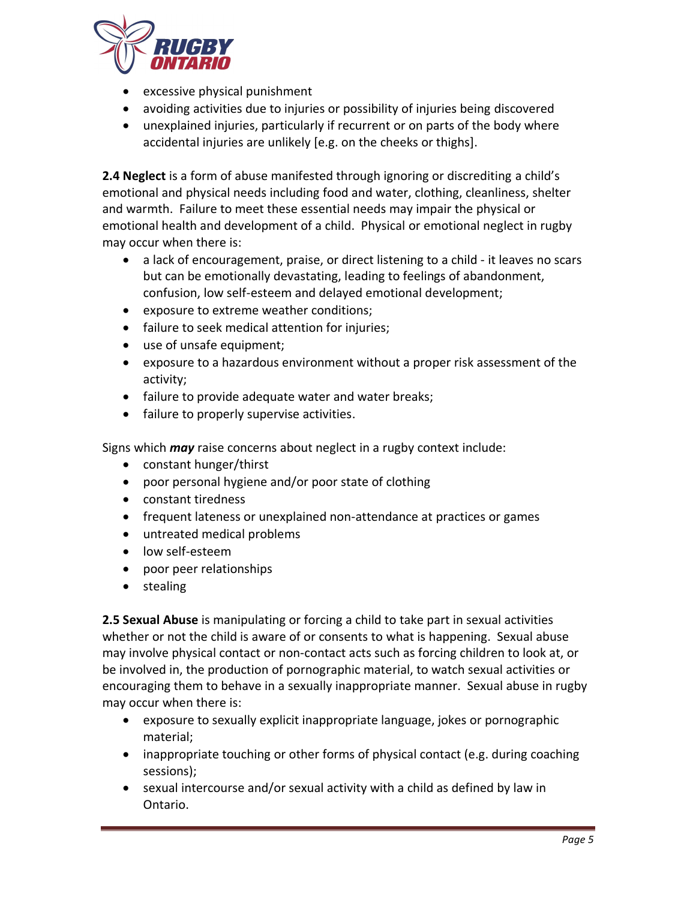- excessive physical punishment
- avoiding activities due to injuries or possibility of injuries being discovered
- unexplained injuries, particularly if recurrent or on parts of the body where accidental injuries are unlikely [e.g. on the cheeks or thighs].

**2.4 Neglect** is a form of abuse manifested through ignoring or discrediting a child's emotional and physical needs including food and water, clothing, cleanliness, shelter and warmth. Failure to meet these essential needs may impair the physical or emotional health and development of a child. Physical or emotional neglect in rugby may occur when there is:

- a lack of encouragement, praise, or direct listening to a child - it leaves no scars but can be emotionally devastating, leading to feelings of abandonment, confusion, low self-esteem and delayed emotional development;
- exposure to extreme weather conditions;
- failure to seek medical attention for injuries;
- use of unsafe equipment;
- exposure to a hazardous environment without a proper risk assessment of the activity;
- failure to provide adequate water and water breaks;
- failure to properly supervise activities.

Signs which ***may*** raise concerns about neglect in a rugby context include:

- constant hunger/thirst
- poor personal hygiene and/or poor state of clothing
- constant tiredness
- frequent lateness or unexplained non-attendance at practices or games
- untreated medical problems
- low self-esteem
- poor peer relationships
- stealing

**2.5 Sexual Abuse** is manipulating or forcing a child to take part in sexual activities whether or not the child is aware of or consents to what is happening. Sexual abuse may involve physical contact or non-contact acts such as forcing children to look at, or be involved in, the production of pornographic material, to watch sexual activities or encouraging them to behave in a sexually inappropriate manner. Sexual abuse in rugby may occur when there is:

- exposure to sexually explicit inappropriate language, jokes or pornographic material;
- inappropriate touching or other forms of physical contact (e.g. during coaching sessions);
- sexual intercourse and/or sexual activity with a child as defined by law in Ontario.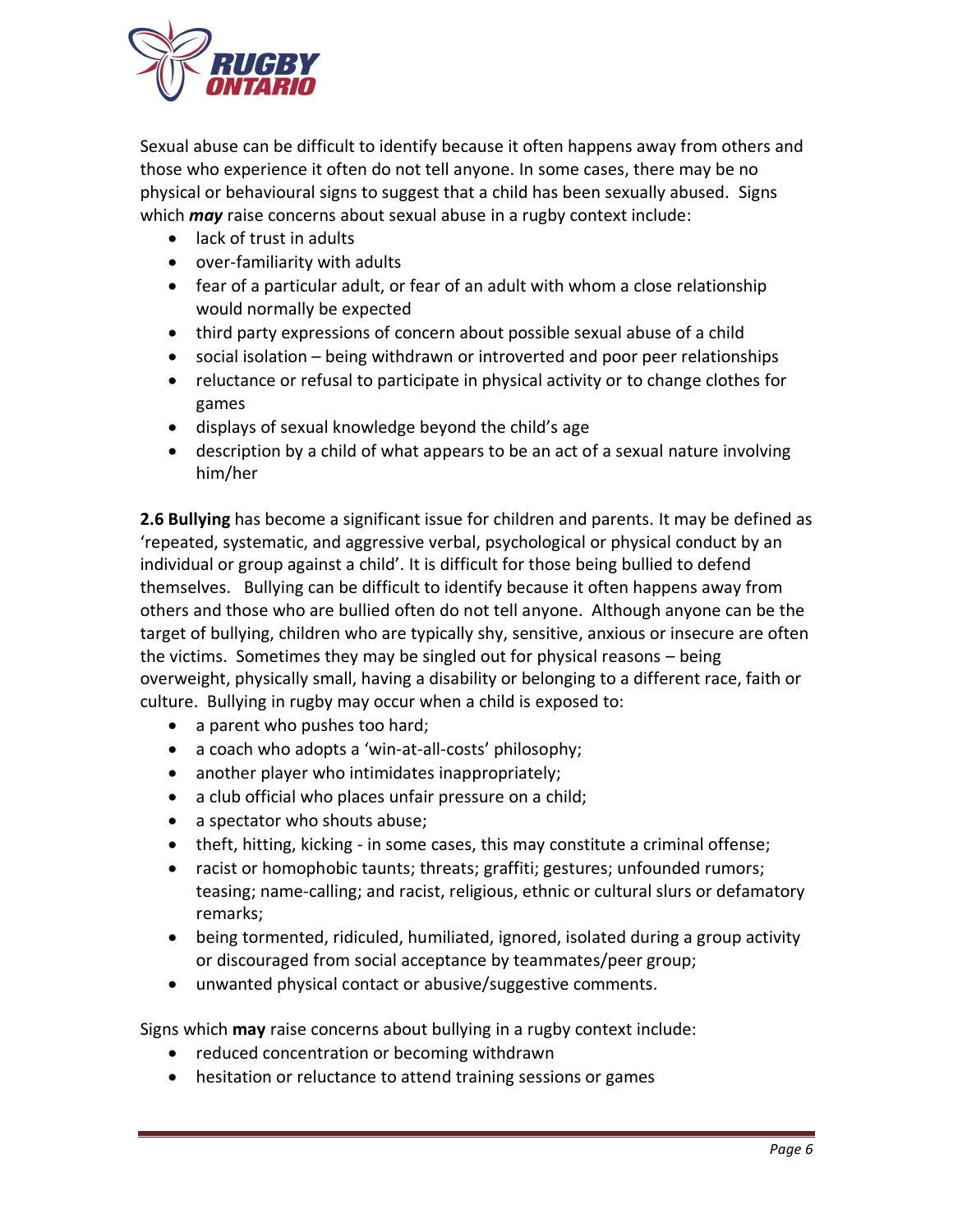Sexual abuse can be difficult to identify because it often happens away from others and those who experience it often do not tell anyone. In some cases, there may be no physical or behavioural signs to suggest that a child has been sexually abused. Signs which ***may*** raise concerns about sexual abuse in a rugby context include:

- lack of trust in adults
- over-familiarity with adults
- fear of a particular adult, or fear of an adult with whom a close relationship would normally be expected
- third party expressions of concern about possible sexual abuse of a child
- social isolation – being withdrawn or introverted and poor peer relationships
- reluctance or refusal to participate in physical activity or to change clothes for games
- displays of sexual knowledge beyond the child's age
- description by a child of what appears to be an act of a sexual nature involving him/her

**2.6 Bullying** has become a significant issue for children and parents. It may be defined as 'repeated, systematic, and aggressive verbal, psychological or physical conduct by an individual or group against a child'. It is difficult for those being bullied to defend themselves. Bullying can be difficult to identify because it often happens away from others and those who are bullied often do not tell anyone. Although anyone can be the target of bullying, children who are typically shy, sensitive, anxious or insecure are often the victims. Sometimes they may be singled out for physical reasons – being overweight, physically small, having a disability or belonging to a different race, faith or culture. Bullying in rugby may occur when a child is exposed to:

- a parent who pushes too hard;
- a coach who adopts a 'win-at-all-costs' philosophy;
- another player who intimidates inappropriately;
- a club official who places unfair pressure on a child;
- a spectator who shouts abuse;
- theft, hitting, kicking - in some cases, this may constitute a criminal offense;
- racist or homophobic taunts; threats; graffiti; gestures; unfounded rumors; teasing; name-calling; and racist, religious, ethnic or cultural slurs or defamatory remarks;
- being tormented, ridiculed, humiliated, ignored, isolated during a group activity or discouraged from social acceptance by teammates/peer group;
- unwanted physical contact or abusive/suggestive comments.

Signs which **may** raise concerns about bullying in a rugby context include:

- reduced concentration or becoming withdrawn
- hesitation or reluctance to attend training sessions or games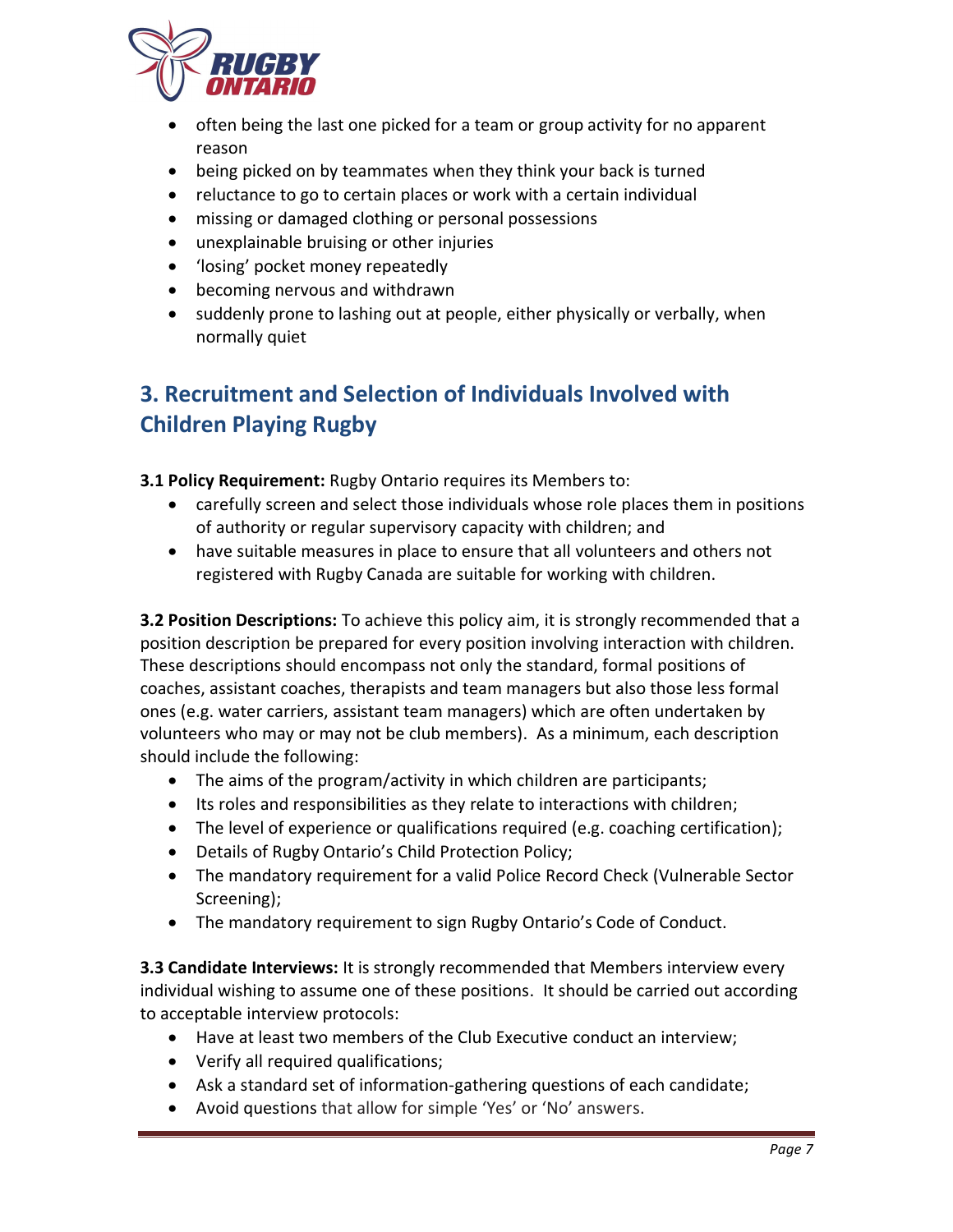- often being the last one picked for a team or group activity for no apparent reason
- being picked on by teammates when they think your back is turned
- reluctance to go to certain places or work with a certain individual
- missing or damaged clothing or personal possessions
- unexplainable bruising or other injuries
- 'losing' pocket money repeatedly
- becoming nervous and withdrawn
- suddenly prone to lashing out at people, either physically or verbally, when normally quiet

## 3. Recruitment and Selection of Individuals Involved with Children Playing Rugby

**3.1 Policy Requirement:** Rugby Ontario requires its Members to:

- carefully screen and select those individuals whose role places them in positions of authority or regular supervisory capacity with children; and
- have suitable measures in place to ensure that all volunteers and others not registered with Rugby Canada are suitable for working with children.

**3.2 Position Descriptions:** To achieve this policy aim, it is strongly recommended that a position description be prepared for every position involving interaction with children. These descriptions should encompass not only the standard, formal positions of coaches, assistant coaches, therapists and team managers but also those less formal ones (e.g. water carriers, assistant team managers) which are often undertaken by volunteers who may or may not be club members). As a minimum, each description should include the following:

- The aims of the program/activity in which children are participants;
- Its roles and responsibilities as they relate to interactions with children;
- The level of experience or qualifications required (e.g. coaching certification);
- Details of Rugby Ontario's Child Protection Policy;
- The mandatory requirement for a valid Police Record Check (Vulnerable Sector Screening);
- The mandatory requirement to sign Rugby Ontario's Code of Conduct.

**3.3 Candidate Interviews:** It is strongly recommended that Members interview every individual wishing to assume one of these positions. It should be carried out according to acceptable interview protocols:

- Have at least two members of the Club Executive conduct an interview;
- Verify all required qualifications;
- Ask a standard set of information-gathering questions of each candidate;
- Avoid questions that allow for simple 'Yes' or 'No' answers.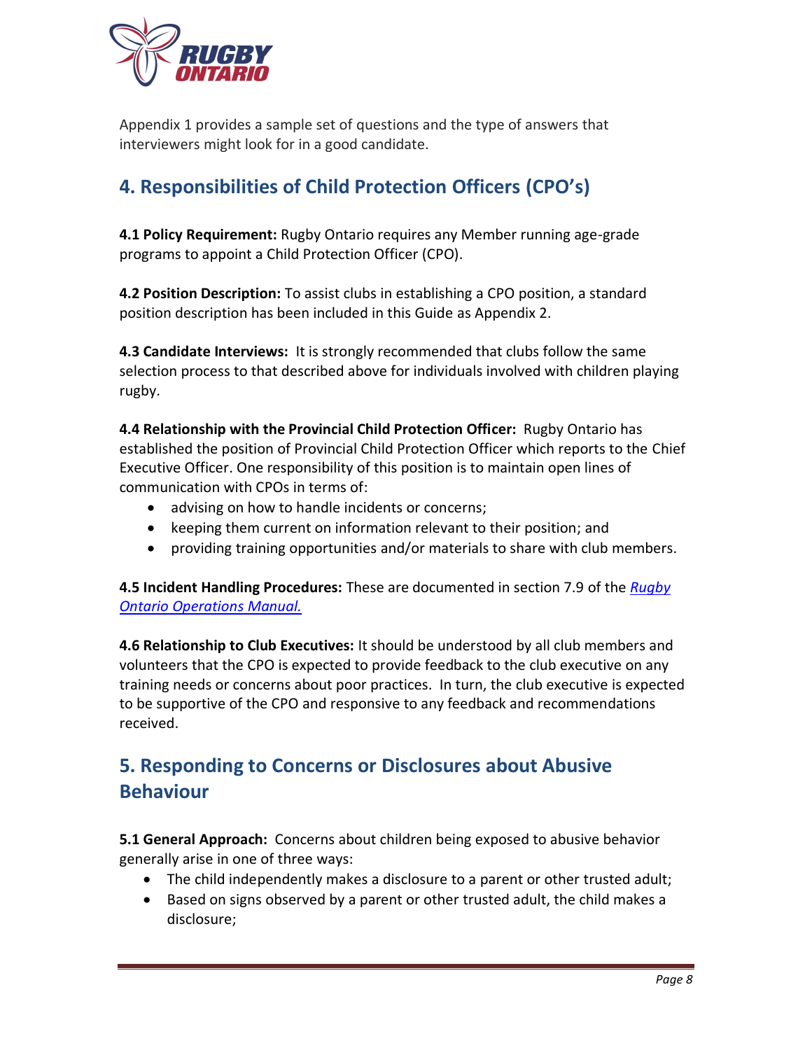Appendix 1 provides a sample set of questions and the type of answers that interviewers might look for in a good candidate.

## 4. Responsibilities of Child Protection Officers (CPO's)

**4.1 Policy Requirement:** Rugby Ontario requires any Member running age-grade programs to appoint a Child Protection Officer (CPO).

**4.2 Position Description:** To assist clubs in establishing a CPO position, a standard position description has been included in this Guide as Appendix 2.

**4.3 Candidate Interviews:** It is strongly recommended that clubs follow the same selection process to that described above for individuals involved with children playing rugby.

**4.4 Relationship with the Provincial Child Protection Officer:** Rugby Ontario has established the position of Provincial Child Protection Officer which reports to the Chief Executive Officer. One responsibility of this position is to maintain open lines of communication with CPOs in terms of:

- advising on how to handle incidents or concerns;
- keeping them current on information relevant to their position; and
- providing training opportunities and/or materials to share with club members.

**4.5 Incident Handling Procedures:** These are documented in section 7.9 of the *Rugby Ontario Operations Manual.*

**4.6 Relationship to Club Executives:** It should be understood by all club members and volunteers that the CPO is expected to provide feedback to the club executive on any training needs or concerns about poor practices. In turn, the club executive is expected to be supportive of the CPO and responsive to any feedback and recommendations received.

## 5. Responding to Concerns or Disclosures about Abusive Behaviour

**5.1 General Approach:** Concerns about children being exposed to abusive behavior generally arise in one of three ways:

- The child independently makes a disclosure to a parent or other trusted adult;
- Based on signs observed by a parent or other trusted adult, the child makes a disclosure;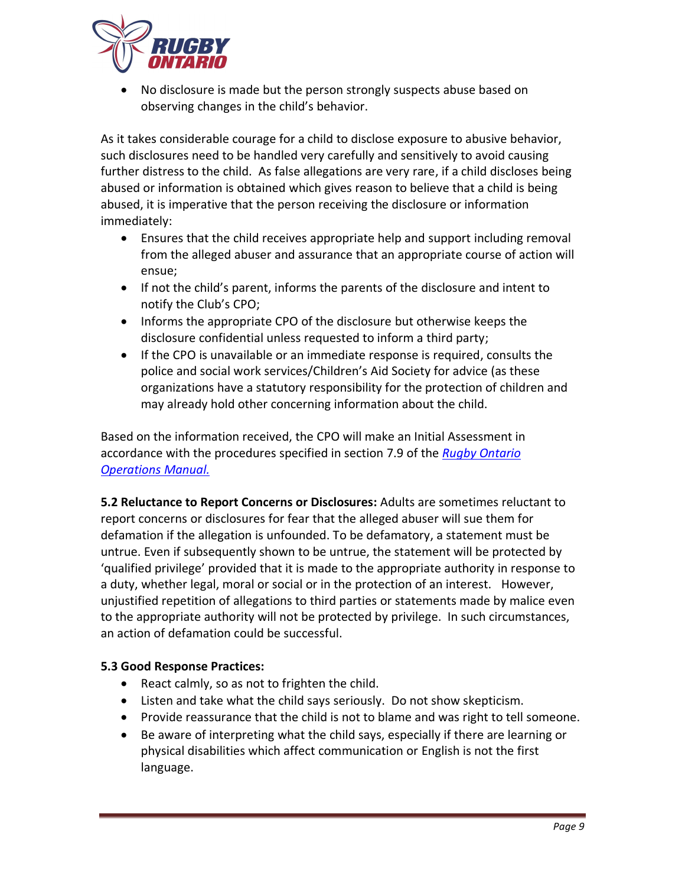- No disclosure is made but the person strongly suspects abuse based on observing changes in the child's behavior.

As it takes considerable courage for a child to disclose exposure to abusive behavior, such disclosures need to be handled very carefully and sensitively to avoid causing further distress to the child. As false allegations are very rare, if a child discloses being abused or information is obtained which gives reason to believe that a child is being abused, it is imperative that the person receiving the disclosure or information immediately:

- Ensures that the child receives appropriate help and support including removal from the alleged abuser and assurance that an appropriate course of action will ensue;
- If not the child's parent, informs the parents of the disclosure and intent to notify the Club's CPO;
- Informs the appropriate CPO of the disclosure but otherwise keeps the disclosure confidential unless requested to inform a third party;
- If the CPO is unavailable or an immediate response is required, consults the police and social work services/Children's Aid Society for advice (as these organizations have a statutory responsibility for the protection of children and may already hold other concerning information about the child.

Based on the information received, the CPO will make an Initial Assessment in accordance with the procedures specified in section 7.9 of the *Rugby Ontario Operations Manual.*

**5.2 Reluctance to Report Concerns or Disclosures:** Adults are sometimes reluctant to report concerns or disclosures for fear that the alleged abuser will sue them for defamation if the allegation is unfounded. To be defamatory, a statement must be untrue. Even if subsequently shown to be untrue, the statement will be protected by 'qualified privilege' provided that it is made to the appropriate authority in response to a duty, whether legal, moral or social or in the protection of an interest. However, unjustified repetition of allegations to third parties or statements made by malice even to the appropriate authority will not be protected by privilege. In such circumstances, an action of defamation could be successful.

**5.3 Good Response Practices:**

- React calmly, so as not to frighten the child.
- Listen and take what the child says seriously. Do not show skepticism.
- Provide reassurance that the child is not to blame and was right to tell someone.
- Be aware of interpreting what the child says, especially if there are learning or physical disabilities which affect communication or English is not the first language.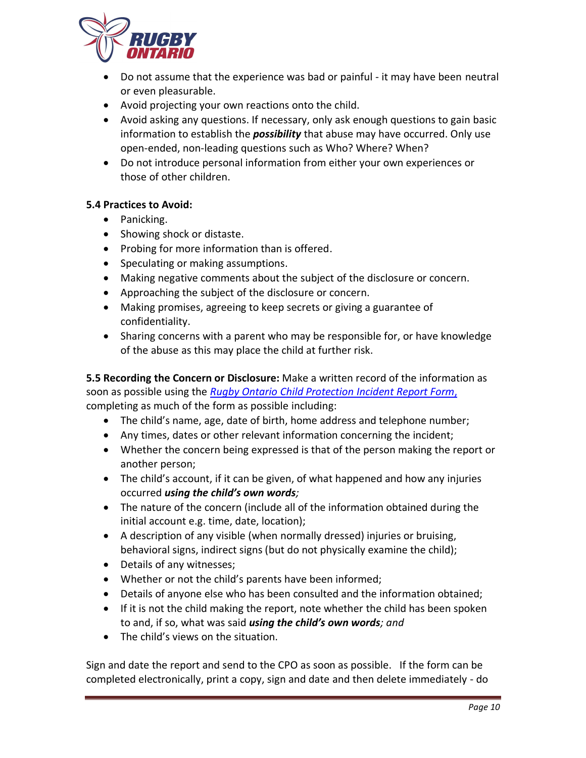- Do not assume that the experience was bad or painful - it may have been neutral or even pleasurable.
- Avoid projecting your own reactions onto the child.
- Avoid asking any questions. If necessary, only ask enough questions to gain basic information to establish the ***possibility*** that abuse may have occurred. Only use open-ended, non-leading questions such as Who? Where? When?
- Do not introduce personal information from either your own experiences or those of other children.

**5.4 Practices to Avoid:**

- Panicking.
- Showing shock or distaste.
- Probing for more information than is offered.
- Speculating or making assumptions.
- Making negative comments about the subject of the disclosure or concern.
- Approaching the subject of the disclosure or concern.
- Making promises, agreeing to keep secrets or giving a guarantee of confidentiality.
- Sharing concerns with a parent who may be responsible for, or have knowledge of the abuse as this may place the child at further risk.

**5.5 Recording the Concern or Disclosure:** Make a written record of the information as soon as possible using the *Rugby Ontario Child Protection Incident Report Form,* completing as much of the form as possible including:

- The child's name, age, date of birth, home address and telephone number;
- Any times, dates or other relevant information concerning the incident;
- Whether the concern being expressed is that of the person making the report or another person;
- The child's account, if it can be given, of what happened and how any injuries occurred ***using the child's own words****;*
- The nature of the concern (include all of the information obtained during the initial account e.g. time, date, location);
- A description of any visible (when normally dressed) injuries or bruising, behavioral signs, indirect signs (but do not physically examine the child);
- Details of any witnesses;
- Whether or not the child's parents have been informed;
- Details of anyone else who has been consulted and the information obtained;
- If it is not the child making the report, note whether the child has been spoken to and, if so, what was said ***using the child's own words****; and*
- The child's views on the situation.

Sign and date the report and send to the CPO as soon as possible. If the form can be completed electronically, print a copy, sign and date and then delete immediately - do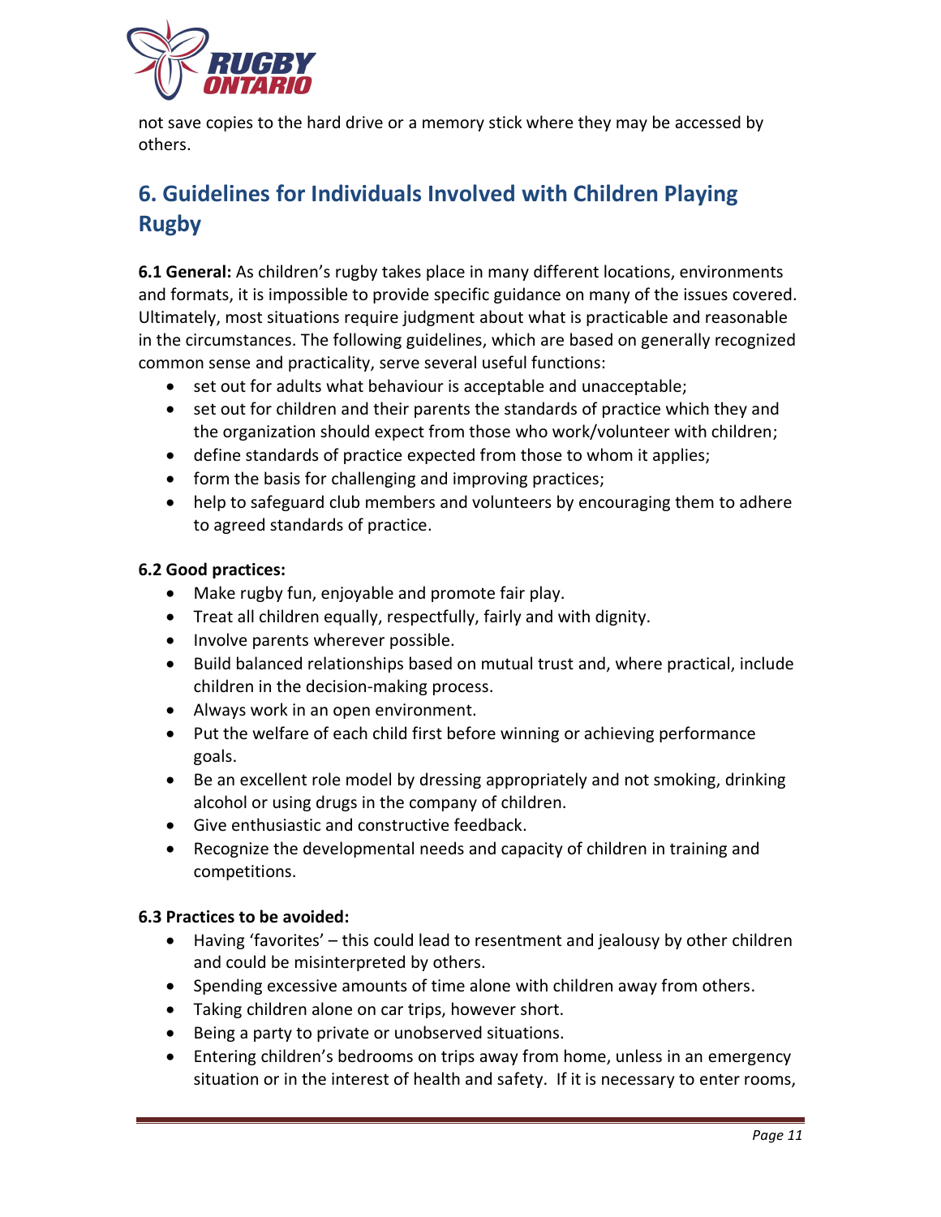not save copies to the hard drive or a memory stick where they may be accessed by others.

## 6. Guidelines for Individuals Involved with Children Playing Rugby

**6.1 General:** As children's rugby takes place in many different locations, environments and formats, it is impossible to provide specific guidance on many of the issues covered. Ultimately, most situations require judgment about what is practicable and reasonable in the circumstances. The following guidelines, which are based on generally recognized common sense and practicality, serve several useful functions:

- set out for adults what behaviour is acceptable and unacceptable;
- set out for children and their parents the standards of practice which they and the organization should expect from those who work/volunteer with children;
- define standards of practice expected from those to whom it applies;
- form the basis for challenging and improving practices;
- help to safeguard club members and volunteers by encouraging them to adhere to agreed standards of practice.

**6.2 Good practices:**

- Make rugby fun, enjoyable and promote fair play.
- Treat all children equally, respectfully, fairly and with dignity.
- Involve parents wherever possible.
- Build balanced relationships based on mutual trust and, where practical, include children in the decision-making process.
- Always work in an open environment.
- Put the welfare of each child first before winning or achieving performance goals.
- Be an excellent role model by dressing appropriately and not smoking, drinking alcohol or using drugs in the company of children.
- Give enthusiastic and constructive feedback.
- Recognize the developmental needs and capacity of children in training and competitions.

**6.3 Practices to be avoided:**

- Having 'favorites' – this could lead to resentment and jealousy by other children and could be misinterpreted by others.
- Spending excessive amounts of time alone with children away from others.
- Taking children alone on car trips, however short.
- Being a party to private or unobserved situations.
- Entering children's bedrooms on trips away from home, unless in an emergency situation or in the interest of health and safety. If it is necessary to enter rooms,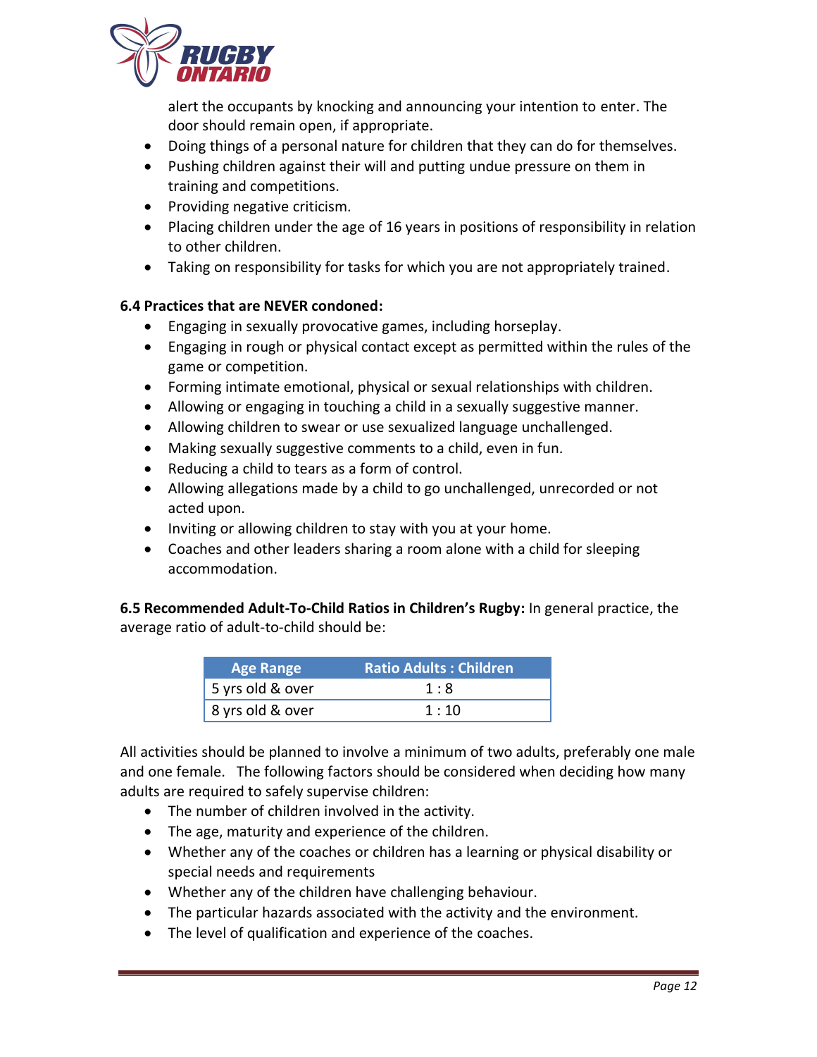alert the occupants by knocking and announcing your intention to enter. The door should remain open, if appropriate.

- Doing things of a personal nature for children that they can do for themselves.
- Pushing children against their will and putting undue pressure on them in training and competitions.
- Providing negative criticism.
- Placing children under the age of 16 years in positions of responsibility in relation to other children.
- Taking on responsibility for tasks for which you are not appropriately trained.

**6.4 Practices that are NEVER condoned:**

- Engaging in sexually provocative games, including horseplay.
- Engaging in rough or physical contact except as permitted within the rules of the game or competition.
- Forming intimate emotional, physical or sexual relationships with children.
- Allowing or engaging in touching a child in a sexually suggestive manner.
- Allowing children to swear or use sexualized language unchallenged.
- Making sexually suggestive comments to a child, even in fun.
- Reducing a child to tears as a form of control.
- Allowing allegations made by a child to go unchallenged, unrecorded or not acted upon.
- Inviting or allowing children to stay with you at your home.
- Coaches and other leaders sharing a room alone with a child for sleeping accommodation.

**6.5 Recommended Adult-To-Child Ratios in Children's Rugby:** In general practice, the average ratio of adult-to-child should be:

| Age Range | Ratio Adults : Children |
|---|---|
| 5 yrs old & over | 1 : 8 |
| 8 yrs old & over | 1 : 10 |

All activities should be planned to involve a minimum of two adults, preferably one male and one female. The following factors should be considered when deciding how many adults are required to safely supervise children:

- The number of children involved in the activity.
- The age, maturity and experience of the children.
- Whether any of the coaches or children has a learning or physical disability or special needs and requirements
- Whether any of the children have challenging behaviour.
- The particular hazards associated with the activity and the environment.
- The level of qualification and experience of the coaches.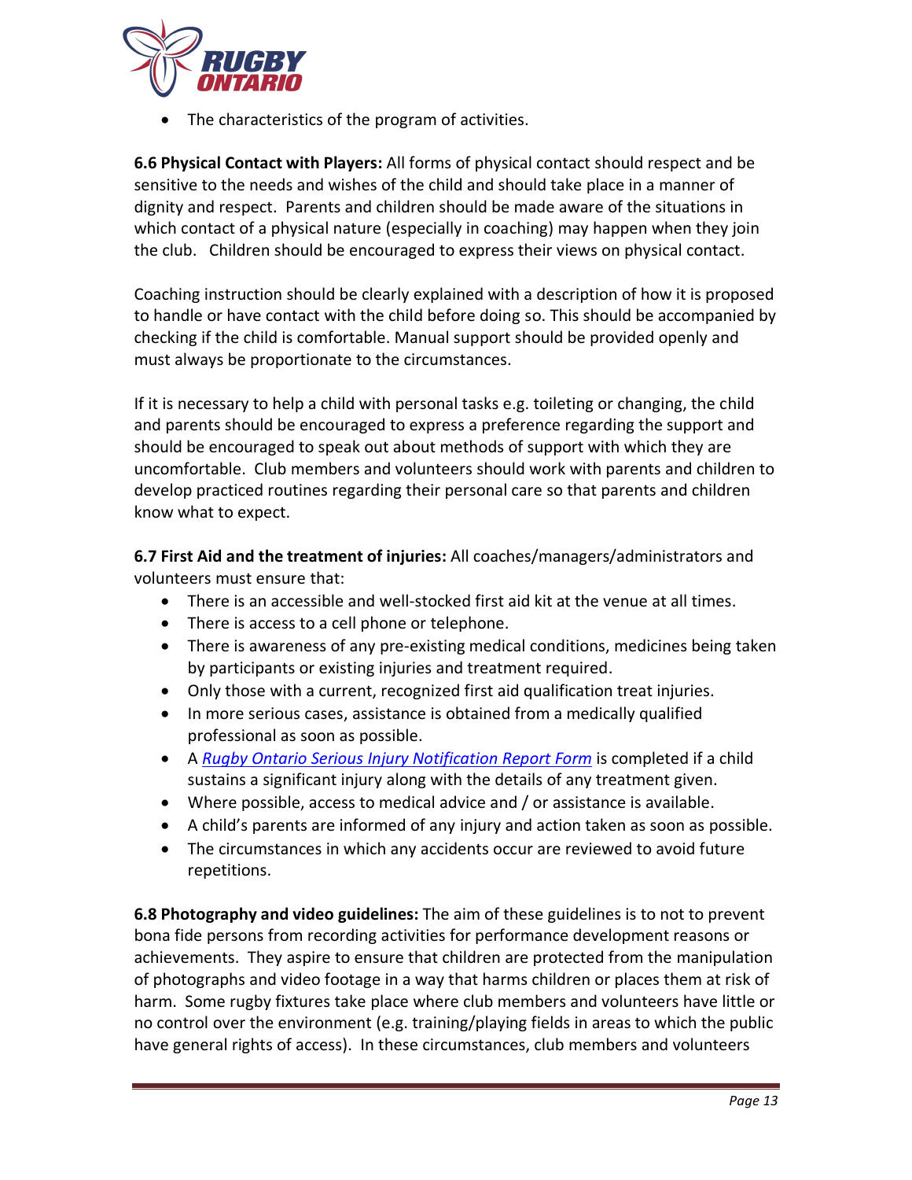- The characteristics of the program of activities.

**6.6 Physical Contact with Players:** All forms of physical contact should respect and be sensitive to the needs and wishes of the child and should take place in a manner of dignity and respect. Parents and children should be made aware of the situations in which contact of a physical nature (especially in coaching) may happen when they join the club. Children should be encouraged to express their views on physical contact.

Coaching instruction should be clearly explained with a description of how it is proposed to handle or have contact with the child before doing so. This should be accompanied by checking if the child is comfortable. Manual support should be provided openly and must always be proportionate to the circumstances.

If it is necessary to help a child with personal tasks e.g. toileting or changing, the child and parents should be encouraged to express a preference regarding the support and should be encouraged to speak out about methods of support with which they are uncomfortable. Club members and volunteers should work with parents and children to develop practiced routines regarding their personal care so that parents and children know what to expect.

**6.7 First Aid and the treatment of injuries:** All coaches/managers/administrators and volunteers must ensure that:

- There is an accessible and well-stocked first aid kit at the venue at all times.
- There is access to a cell phone or telephone.
- There is awareness of any pre-existing medical conditions, medicines being taken by participants or existing injuries and treatment required.
- Only those with a current, recognized first aid qualification treat injuries.
- In more serious cases, assistance is obtained from a medically qualified professional as soon as possible.
- A *Rugby Ontario Serious Injury Notification Report Form* is completed if a child sustains a significant injury along with the details of any treatment given.
- Where possible, access to medical advice and / or assistance is available.
- A child's parents are informed of any injury and action taken as soon as possible.
- The circumstances in which any accidents occur are reviewed to avoid future repetitions.

**6.8 Photography and video guidelines:** The aim of these guidelines is to not to prevent bona fide persons from recording activities for performance development reasons or achievements. They aspire to ensure that children are protected from the manipulation of photographs and video footage in a way that harms children or places them at risk of harm. Some rugby fixtures take place where club members and volunteers have little or no control over the environment (e.g. training/playing fields in areas to which the public have general rights of access). In these circumstances, club members and volunteers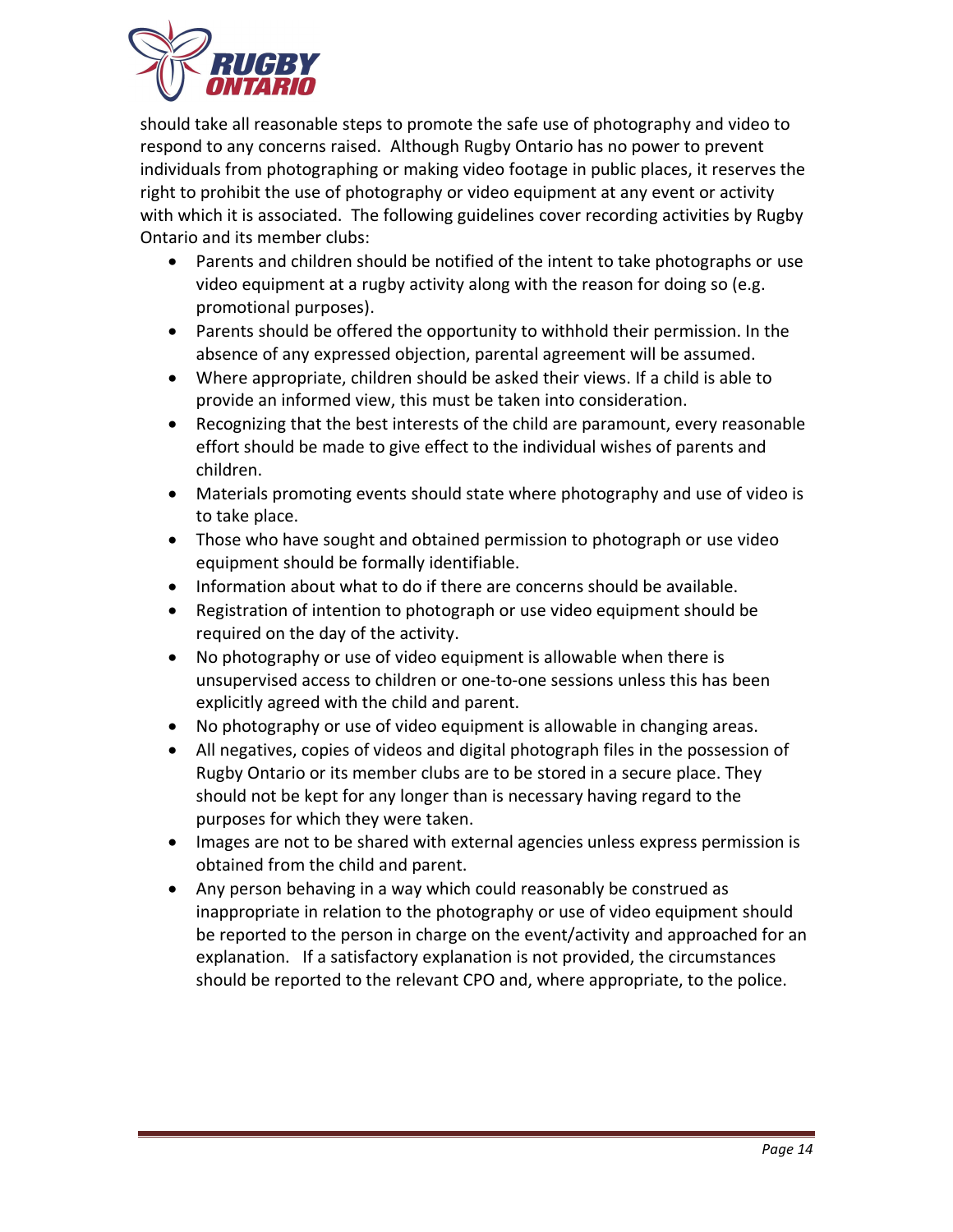should take all reasonable steps to promote the safe use of photography and video to respond to any concerns raised. Although Rugby Ontario has no power to prevent individuals from photographing or making video footage in public places, it reserves the right to prohibit the use of photography or video equipment at any event or activity with which it is associated. The following guidelines cover recording activities by Rugby Ontario and its member clubs:

- Parents and children should be notified of the intent to take photographs or use video equipment at a rugby activity along with the reason for doing so (e.g. promotional purposes).
- Parents should be offered the opportunity to withhold their permission. In the absence of any expressed objection, parental agreement will be assumed.
- Where appropriate, children should be asked their views. If a child is able to provide an informed view, this must be taken into consideration.
- Recognizing that the best interests of the child are paramount, every reasonable effort should be made to give effect to the individual wishes of parents and children.
- Materials promoting events should state where photography and use of video is to take place.
- Those who have sought and obtained permission to photograph or use video equipment should be formally identifiable.
- Information about what to do if there are concerns should be available.
- Registration of intention to photograph or use video equipment should be required on the day of the activity.
- No photography or use of video equipment is allowable when there is unsupervised access to children or one-to-one sessions unless this has been explicitly agreed with the child and parent.
- No photography or use of video equipment is allowable in changing areas.
- All negatives, copies of videos and digital photograph files in the possession of Rugby Ontario or its member clubs are to be stored in a secure place. They should not be kept for any longer than is necessary having regard to the purposes for which they were taken.
- Images are not to be shared with external agencies unless express permission is obtained from the child and parent.
- Any person behaving in a way which could reasonably be construed as inappropriate in relation to the photography or use of video equipment should be reported to the person in charge on the event/activity and approached for an explanation. If a satisfactory explanation is not provided, the circumstances should be reported to the relevant CPO and, where appropriate, to the police.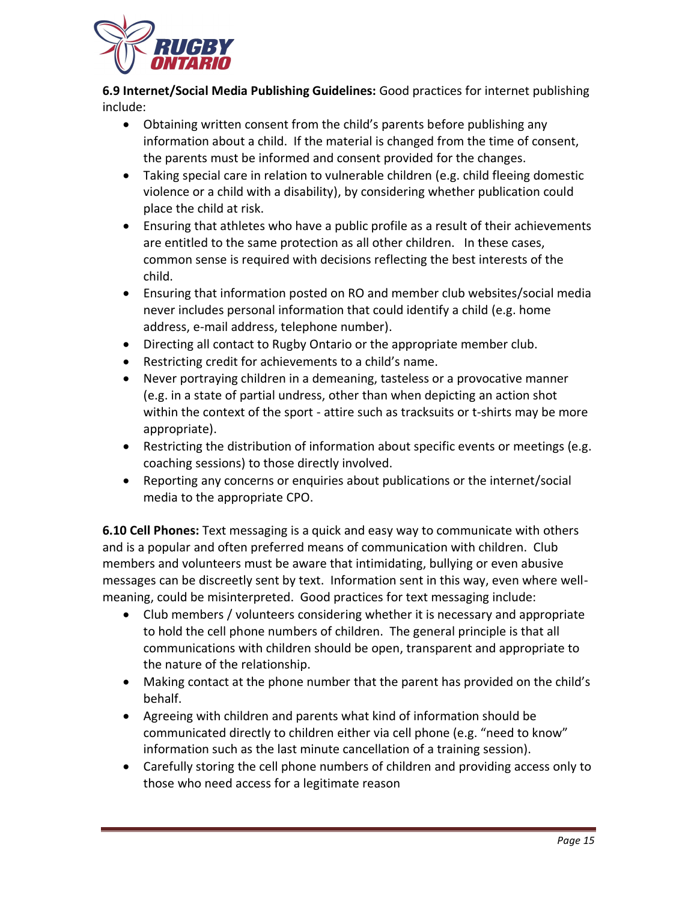**6.9 Internet/Social Media Publishing Guidelines:** Good practices for internet publishing include:

- Obtaining written consent from the child's parents before publishing any information about a child. If the material is changed from the time of consent, the parents must be informed and consent provided for the changes.
- Taking special care in relation to vulnerable children (e.g. child fleeing domestic violence or a child with a disability), by considering whether publication could place the child at risk.
- Ensuring that athletes who have a public profile as a result of their achievements are entitled to the same protection as all other children. In these cases, common sense is required with decisions reflecting the best interests of the child.
- Ensuring that information posted on RO and member club websites/social media never includes personal information that could identify a child (e.g. home address, e-mail address, telephone number).
- Directing all contact to Rugby Ontario or the appropriate member club.
- Restricting credit for achievements to a child's name.
- Never portraying children in a demeaning, tasteless or a provocative manner (e.g. in a state of partial undress, other than when depicting an action shot within the context of the sport - attire such as tracksuits or t-shirts may be more appropriate).
- Restricting the distribution of information about specific events or meetings (e.g. coaching sessions) to those directly involved.
- Reporting any concerns or enquiries about publications or the internet/social media to the appropriate CPO.

**6.10 Cell Phones:** Text messaging is a quick and easy way to communicate with others and is a popular and often preferred means of communication with children. Club members and volunteers must be aware that intimidating, bullying or even abusive messages can be discreetly sent by text. Information sent in this way, even where well-meaning, could be misinterpreted. Good practices for text messaging include:

- Club members / volunteers considering whether it is necessary and appropriate to hold the cell phone numbers of children. The general principle is that all communications with children should be open, transparent and appropriate to the nature of the relationship.
- Making contact at the phone number that the parent has provided on the child's behalf.
- Agreeing with children and parents what kind of information should be communicated directly to children either via cell phone (e.g. "need to know" information such as the last minute cancellation of a training session).
- Carefully storing the cell phone numbers of children and providing access only to those who need access for a legitimate reason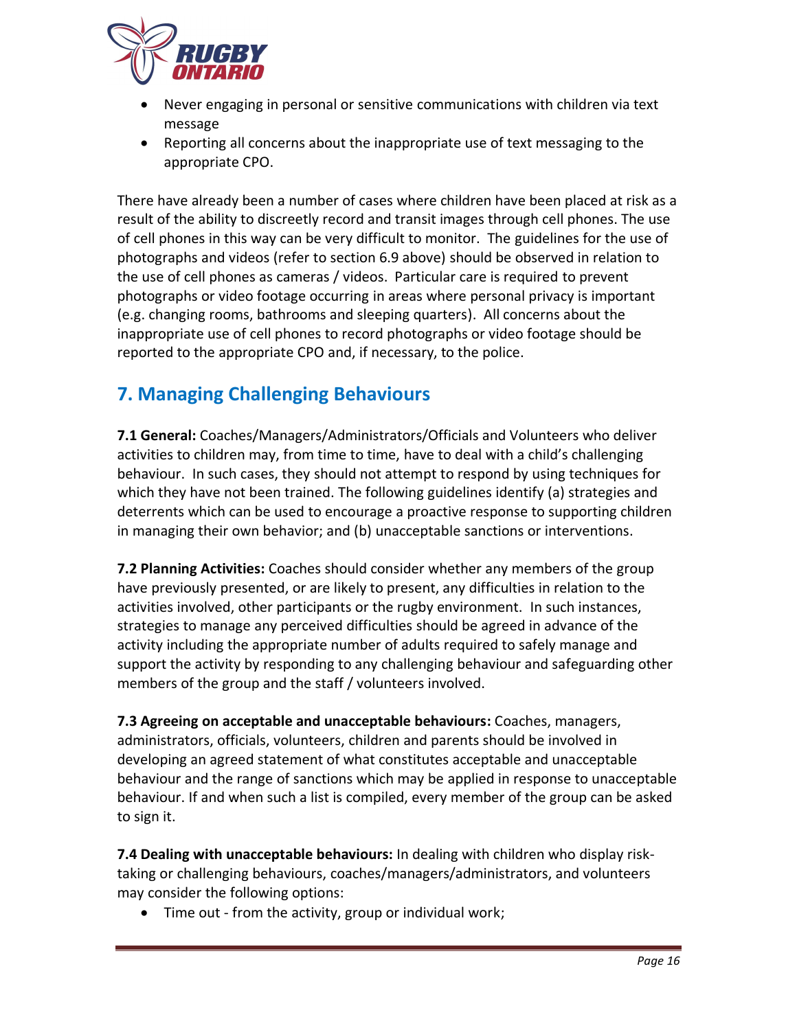- Never engaging in personal or sensitive communications with children via text message
- Reporting all concerns about the inappropriate use of text messaging to the appropriate CPO.

There have already been a number of cases where children have been placed at risk as a result of the ability to discreetly record and transit images through cell phones. The use of cell phones in this way can be very difficult to monitor. The guidelines for the use of photographs and videos (refer to section 6.9 above) should be observed in relation to the use of cell phones as cameras / videos. Particular care is required to prevent photographs or video footage occurring in areas where personal privacy is important (e.g. changing rooms, bathrooms and sleeping quarters). All concerns about the inappropriate use of cell phones to record photographs or video footage should be reported to the appropriate CPO and, if necessary, to the police.

## 7. Managing Challenging Behaviours

**7.1 General:** Coaches/Managers/Administrators/Officials and Volunteers who deliver activities to children may, from time to time, have to deal with a child's challenging behaviour. In such cases, they should not attempt to respond by using techniques for which they have not been trained. The following guidelines identify (a) strategies and deterrents which can be used to encourage a proactive response to supporting children in managing their own behavior; and (b) unacceptable sanctions or interventions.

**7.2 Planning Activities:** Coaches should consider whether any members of the group have previously presented, or are likely to present, any difficulties in relation to the activities involved, other participants or the rugby environment. In such instances, strategies to manage any perceived difficulties should be agreed in advance of the activity including the appropriate number of adults required to safely manage and support the activity by responding to any challenging behaviour and safeguarding other members of the group and the staff / volunteers involved.

**7.3 Agreeing on acceptable and unacceptable behaviours:** Coaches, managers, administrators, officials, volunteers, children and parents should be involved in developing an agreed statement of what constitutes acceptable and unacceptable behaviour and the range of sanctions which may be applied in response to unacceptable behaviour. If and when such a list is compiled, every member of the group can be asked to sign it.

**7.4 Dealing with unacceptable behaviours:** In dealing with children who display risk-taking or challenging behaviours, coaches/managers/administrators, and volunteers may consider the following options:

- Time out - from the activity, group or individual work;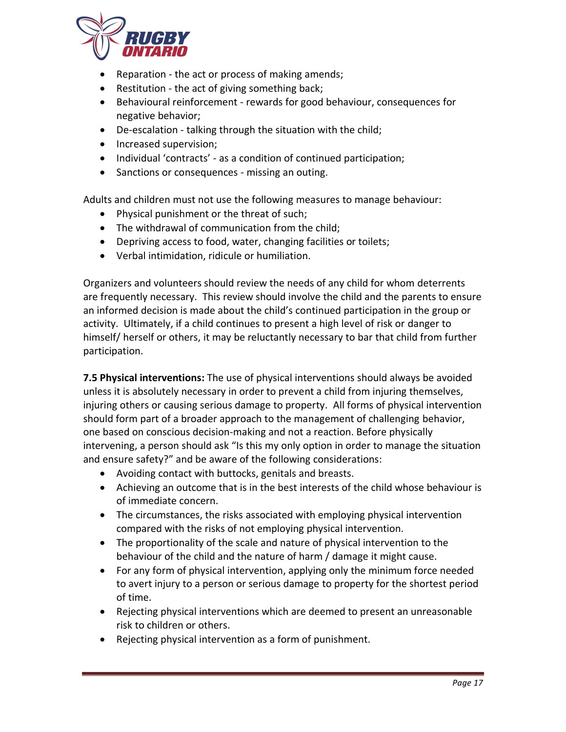- Reparation - the act or process of making amends;
- Restitution - the act of giving something back;
- Behavioural reinforcement - rewards for good behaviour, consequences for negative behavior;
- De-escalation - talking through the situation with the child;
- Increased supervision;
- Individual 'contracts' - as a condition of continued participation;
- Sanctions or consequences - missing an outing.

Adults and children must not use the following measures to manage behaviour:

- Physical punishment or the threat of such;
- The withdrawal of communication from the child;
- Depriving access to food, water, changing facilities or toilets;
- Verbal intimidation, ridicule or humiliation.

Organizers and volunteers should review the needs of any child for whom deterrents are frequently necessary. This review should involve the child and the parents to ensure an informed decision is made about the child's continued participation in the group or activity. Ultimately, if a child continues to present a high level of risk or danger to himself/ herself or others, it may be reluctantly necessary to bar that child from further participation.

**7.5 Physical interventions:** The use of physical interventions should always be avoided unless it is absolutely necessary in order to prevent a child from injuring themselves, injuring others or causing serious damage to property. All forms of physical intervention should form part of a broader approach to the management of challenging behavior, one based on conscious decision-making and not a reaction. Before physically intervening, a person should ask "Is this my only option in order to manage the situation and ensure safety?" and be aware of the following considerations:

- Avoiding contact with buttocks, genitals and breasts.
- Achieving an outcome that is in the best interests of the child whose behaviour is of immediate concern.
- The circumstances, the risks associated with employing physical intervention compared with the risks of not employing physical intervention.
- The proportionality of the scale and nature of physical intervention to the behaviour of the child and the nature of harm / damage it might cause.
- For any form of physical intervention, applying only the minimum force needed to avert injury to a person or serious damage to property for the shortest period of time.
- Rejecting physical interventions which are deemed to present an unreasonable risk to children or others.
- Rejecting physical intervention as a form of punishment.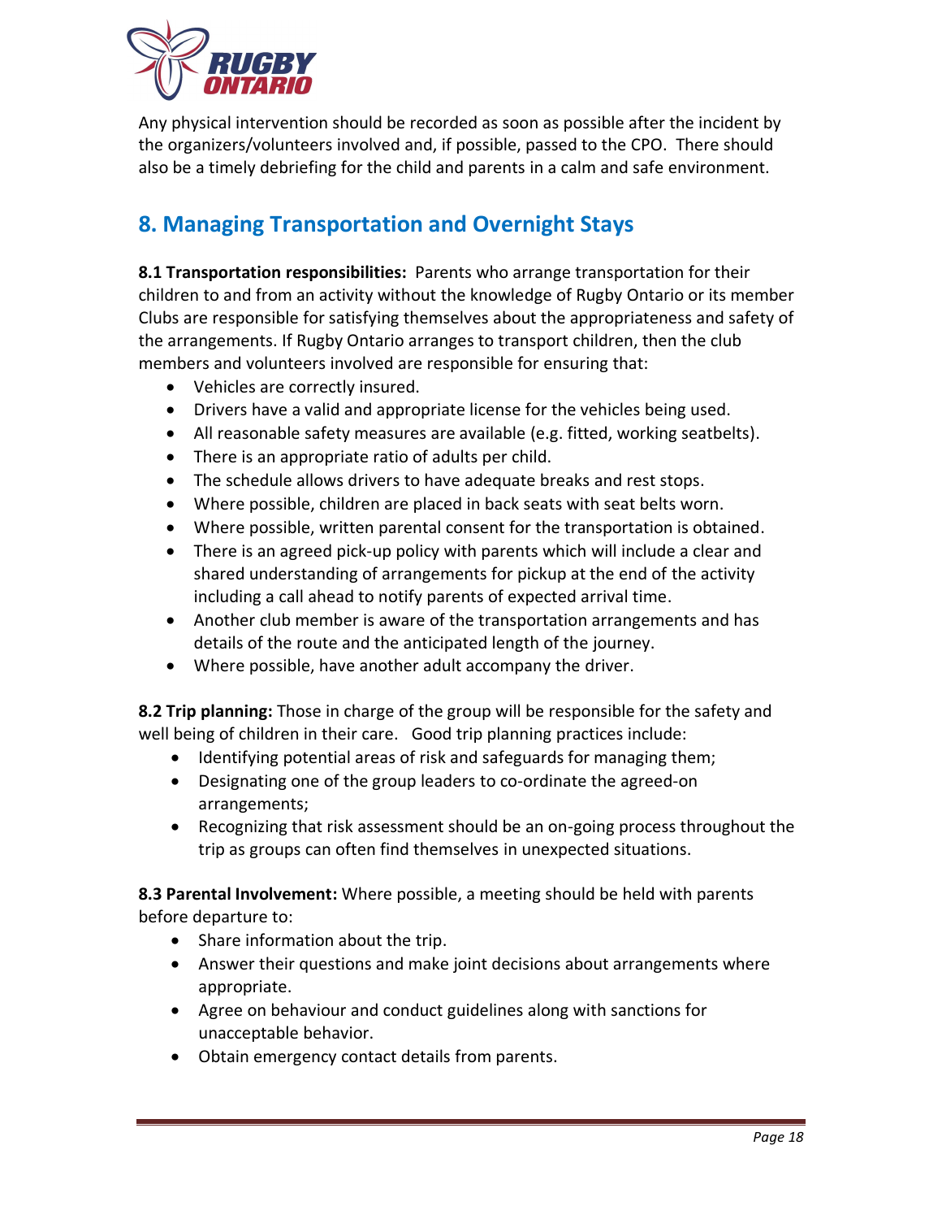Any physical intervention should be recorded as soon as possible after the incident by the organizers/volunteers involved and, if possible, passed to the CPO. There should also be a timely debriefing for the child and parents in a calm and safe environment.

## 8. Managing Transportation and Overnight Stays

**8.1 Transportation responsibilities:** Parents who arrange transportation for their children to and from an activity without the knowledge of Rugby Ontario or its member Clubs are responsible for satisfying themselves about the appropriateness and safety of the arrangements. If Rugby Ontario arranges to transport children, then the club members and volunteers involved are responsible for ensuring that:

- Vehicles are correctly insured.
- Drivers have a valid and appropriate license for the vehicles being used.
- All reasonable safety measures are available (e.g. fitted, working seatbelts).
- There is an appropriate ratio of adults per child.
- The schedule allows drivers to have adequate breaks and rest stops.
- Where possible, children are placed in back seats with seat belts worn.
- Where possible, written parental consent for the transportation is obtained.
- There is an agreed pick-up policy with parents which will include a clear and shared understanding of arrangements for pickup at the end of the activity including a call ahead to notify parents of expected arrival time.
- Another club member is aware of the transportation arrangements and has details of the route and the anticipated length of the journey.
- Where possible, have another adult accompany the driver.

**8.2 Trip planning:** Those in charge of the group will be responsible for the safety and well being of children in their care. Good trip planning practices include:

- Identifying potential areas of risk and safeguards for managing them;
- Designating one of the group leaders to co-ordinate the agreed-on arrangements;
- Recognizing that risk assessment should be an on-going process throughout the trip as groups can often find themselves in unexpected situations.

**8.3 Parental Involvement:** Where possible, a meeting should be held with parents before departure to:

- Share information about the trip.
- Answer their questions and make joint decisions about arrangements where appropriate.
- Agree on behaviour and conduct guidelines along with sanctions for unacceptable behavior.
- Obtain emergency contact details from parents.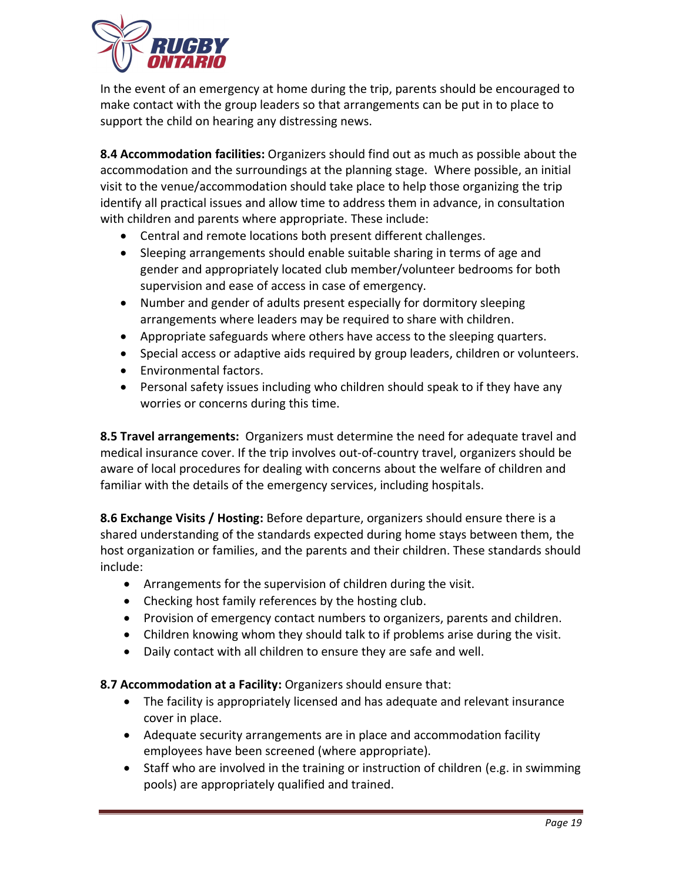In the event of an emergency at home during the trip, parents should be encouraged to make contact with the group leaders so that arrangements can be put in to place to support the child on hearing any distressing news.

**8.4 Accommodation facilities:** Organizers should find out as much as possible about the accommodation and the surroundings at the planning stage. Where possible, an initial visit to the venue/accommodation should take place to help those organizing the trip identify all practical issues and allow time to address them in advance, in consultation with children and parents where appropriate. These include:

- Central and remote locations both present different challenges.
- Sleeping arrangements should enable suitable sharing in terms of age and gender and appropriately located club member/volunteer bedrooms for both supervision and ease of access in case of emergency.
- Number and gender of adults present especially for dormitory sleeping arrangements where leaders may be required to share with children.
- Appropriate safeguards where others have access to the sleeping quarters.
- Special access or adaptive aids required by group leaders, children or volunteers.
- Environmental factors.
- Personal safety issues including who children should speak to if they have any worries or concerns during this time.

**8.5 Travel arrangements:** Organizers must determine the need for adequate travel and medical insurance cover. If the trip involves out-of-country travel, organizers should be aware of local procedures for dealing with concerns about the welfare of children and familiar with the details of the emergency services, including hospitals.

**8.6 Exchange Visits / Hosting:** Before departure, organizers should ensure there is a shared understanding of the standards expected during home stays between them, the host organization or families, and the parents and their children. These standards should include:

- Arrangements for the supervision of children during the visit.
- Checking host family references by the hosting club.
- Provision of emergency contact numbers to organizers, parents and children.
- Children knowing whom they should talk to if problems arise during the visit.
- Daily contact with all children to ensure they are safe and well.

**8.7 Accommodation at a Facility:** Organizers should ensure that:

- The facility is appropriately licensed and has adequate and relevant insurance cover in place.
- Adequate security arrangements are in place and accommodation facility employees have been screened (where appropriate).
- Staff who are involved in the training or instruction of children (e.g. in swimming pools) are appropriately qualified and trained.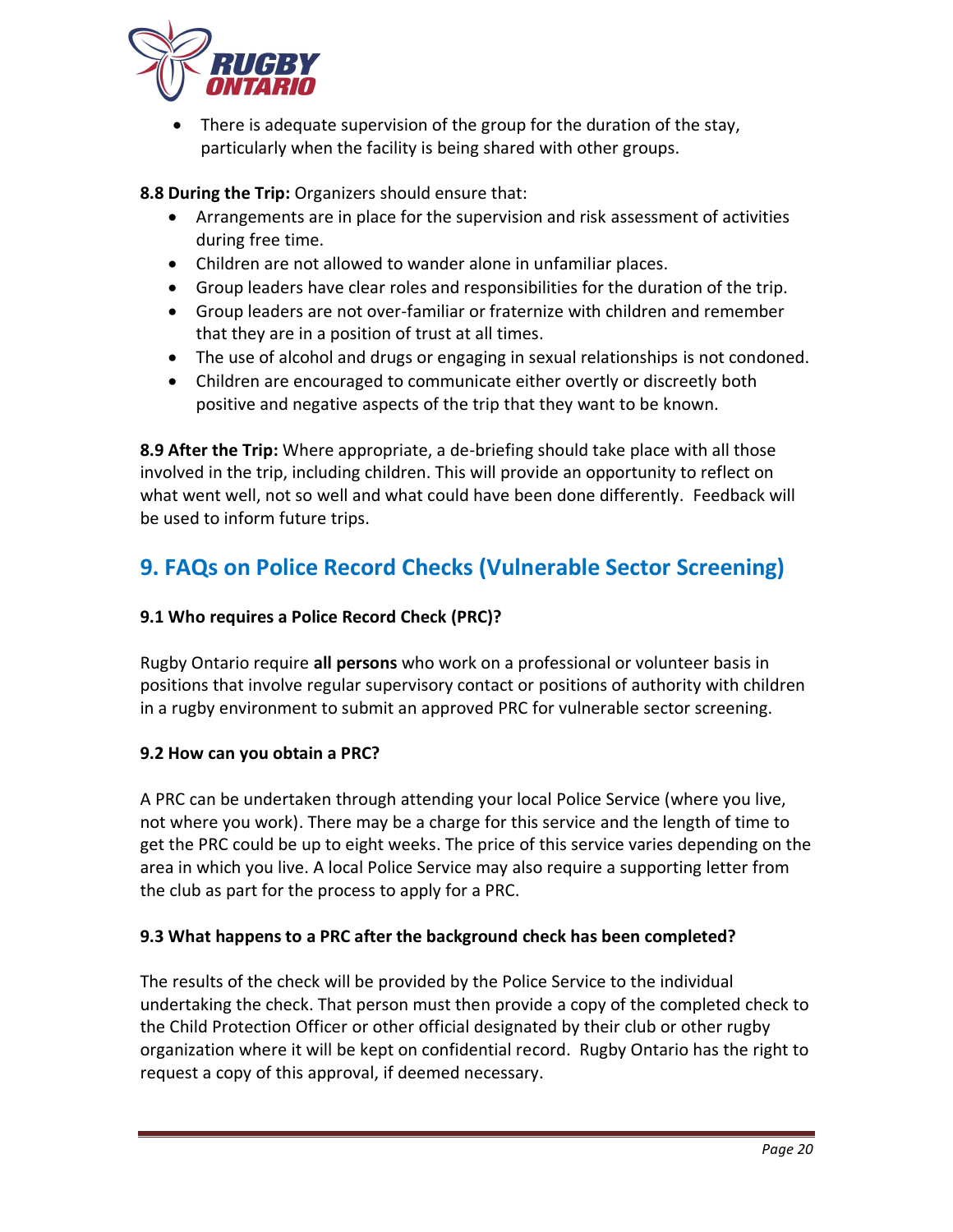- There is adequate supervision of the group for the duration of the stay, particularly when the facility is being shared with other groups.

**8.8 During the Trip:** Organizers should ensure that:

- Arrangements are in place for the supervision and risk assessment of activities during free time.
- Children are not allowed to wander alone in unfamiliar places.
- Group leaders have clear roles and responsibilities for the duration of the trip.
- Group leaders are not over-familiar or fraternize with children and remember that they are in a position of trust at all times.
- The use of alcohol and drugs or engaging in sexual relationships is not condoned.
- Children are encouraged to communicate either overtly or discreetly both positive and negative aspects of the trip that they want to be known.

**8.9 After the Trip:** Where appropriate, a de-briefing should take place with all those involved in the trip, including children. This will provide an opportunity to reflect on what went well, not so well and what could have been done differently. Feedback will be used to inform future trips.

## 9. FAQs on Police Record Checks (Vulnerable Sector Screening)

### 9.1 Who requires a Police Record Check (PRC)?

Rugby Ontario require **all persons** who work on a professional or volunteer basis in positions that involve regular supervisory contact or positions of authority with children in a rugby environment to submit an approved PRC for vulnerable sector screening.

### 9.2 How can you obtain a PRC?

A PRC can be undertaken through attending your local Police Service (where you live, not where you work). There may be a charge for this service and the length of time to get the PRC could be up to eight weeks. The price of this service varies depending on the area in which you live. A local Police Service may also require a supporting letter from the club as part for the process to apply for a PRC.

### 9.3 What happens to a PRC after the background check has been completed?

The results of the check will be provided by the Police Service to the individual undertaking the check. That person must then provide a copy of the completed check to the Child Protection Officer or other official designated by their club or other rugby organization where it will be kept on confidential record. Rugby Ontario has the right to request a copy of this approval, if deemed necessary.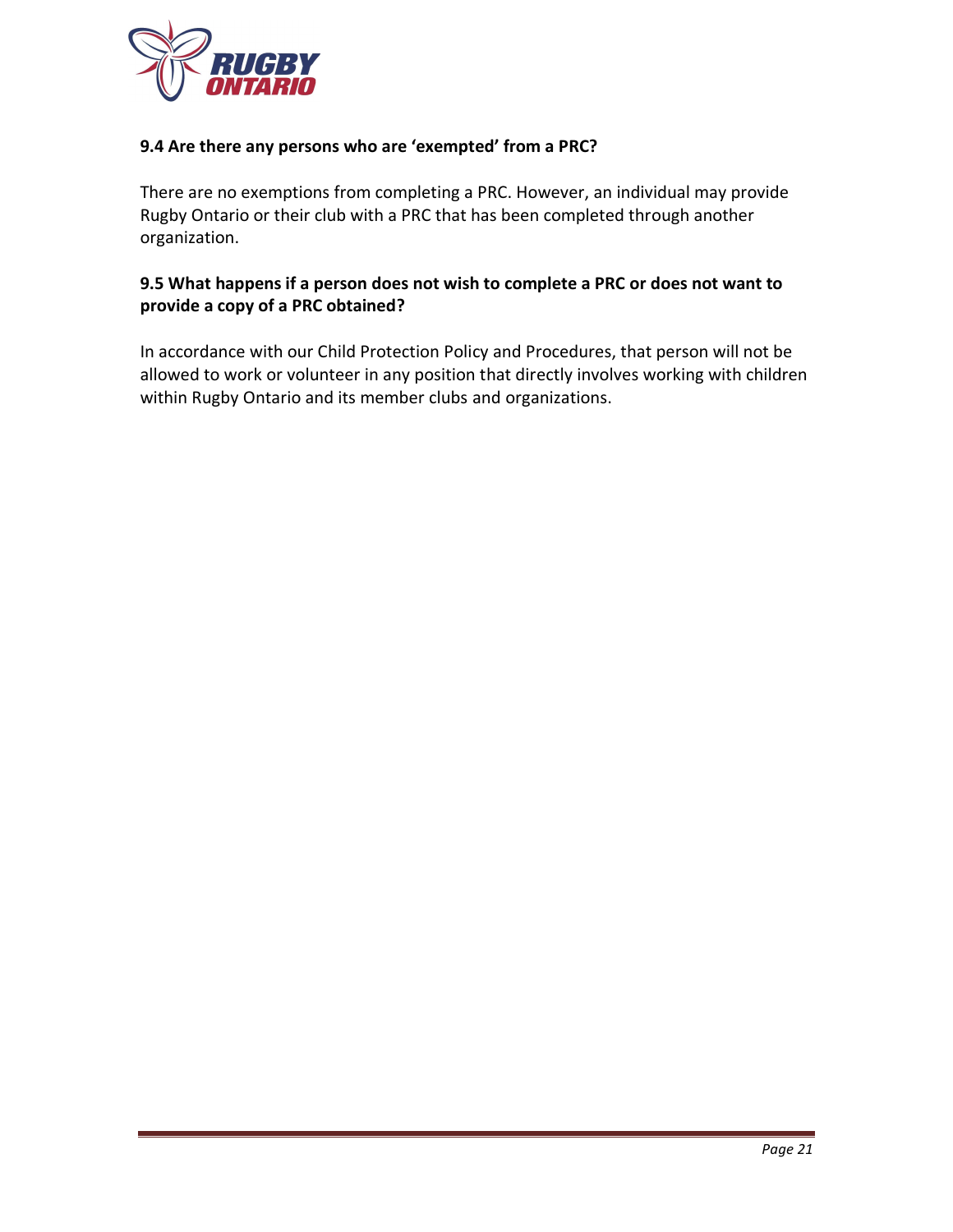### 9.4 Are there any persons who are 'exempted' from a PRC?

There are no exemptions from completing a PRC. However, an individual may provide Rugby Ontario or their club with a PRC that has been completed through another organization.

### 9.5 What happens if a person does not wish to complete a PRC or does not want to provide a copy of a PRC obtained?

In accordance with our Child Protection Policy and Procedures, that person will not be allowed to work or volunteer in any position that directly involves working with children within Rugby Ontario and its member clubs and organizations.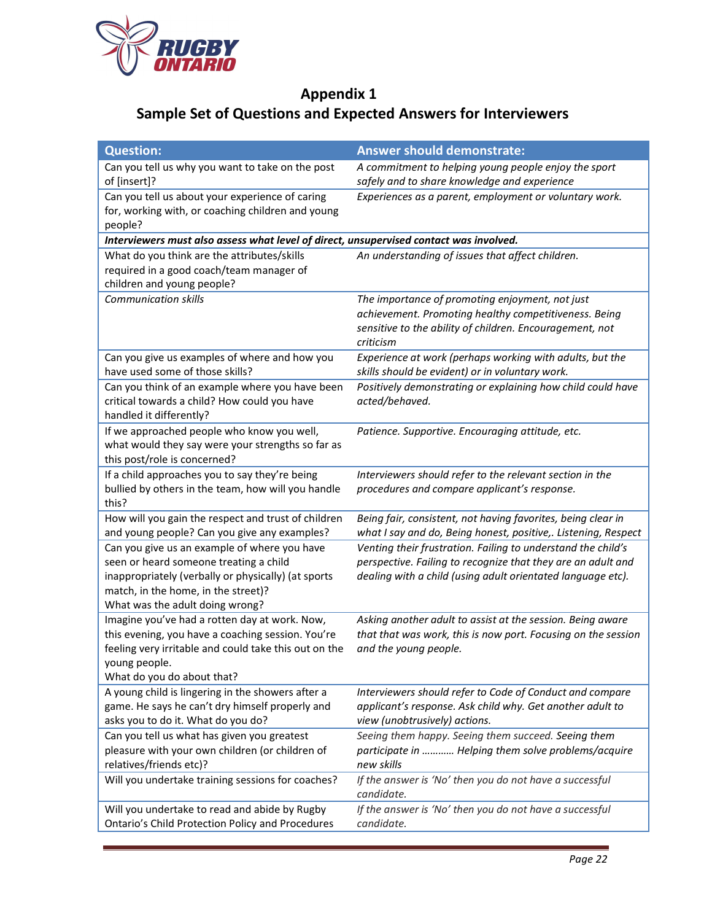## Appendix 1
## Sample Set of Questions and Expected Answers for Interviewers

| Question: | Answer should demonstrate: |
|---|---|
| Can you tell us why you want to take on the post of [insert]? | *A commitment to helping young people enjoy the sport safely and to share knowledge and experience* |
| Can you tell us about your experience of caring for, working with, or coaching children and young people? | *Experiences as a parent, employment or voluntary work.* |
| ***Interviewers must also assess what level of direct, unsupervised contact was involved.*** | |
| What do you think are the attributes/skills required in a good coach/team manager of children and young people? | *An understanding of issues that affect children.* |
| *Communication skills* | *The importance of promoting enjoyment, not just achievement. Promoting healthy competitiveness. Being sensitive to the ability of children. Encouragement, not criticism* |
| Can you give us examples of where and how you have used some of those skills? | *Experience at work (perhaps working with adults, but the skills should be evident) or in voluntary work.* |
| Can you think of an example where you have been critical towards a child? How could you have handled it differently? | *Positively demonstrating or explaining how child could have acted/behaved.* |
| If we approached people who know you well, what would they say were your strengths so far as this post/role is concerned? | *Patience. Supportive. Encouraging attitude, etc.* |
| If a child approaches you to say they're being bullied by others in the team, how will you handle this? | *Interviewers should refer to the relevant section in the procedures and compare applicant's response.* |
| How will you gain the respect and trust of children and young people? Can you give any examples? | *Being fair, consistent, not having favorites, being clear in what I say and do, Being honest, positive,. Listening, Respect* |
| Can you give us an example of where you have seen or heard someone treating a child inappropriately (verbally or physically) (at sports match, in the home, in the street)? What was the adult doing wrong? | *Venting their frustration. Failing to understand the child's perspective. Failing to recognize that they are an adult and dealing with a child (using adult orientated language etc).* |
| Imagine you've had a rotten day at work. Now, this evening, you have a coaching session. You're feeling very irritable and could take this out on the young people. What do you do about that? | *Asking another adult to assist at the session. Being aware that that was work, this is now port. Focusing on the session and the young people.* |
| A young child is lingering in the showers after a game. He says he can't dry himself properly and asks you to do it. What do you do? | *Interviewers should refer to Code of Conduct and compare applicant's response. Ask child why. Get another adult to view (unobtrusively) actions.* |
| Can you tell us what has given you greatest pleasure with your own children (or children of relatives/friends etc)? | *Seeing them happy. Seeing them succeed. Seeing them participate in ……….. Helping them solve problems/acquire new skills* |
| Will you undertake training sessions for coaches? | *If the answer is 'No' then you do not have a successful candidate.* |
| Will you undertake to read and abide by Rugby Ontario's Child Protection Policy and Procedures | *If the answer is 'No' then you do not have a successful candidate.* |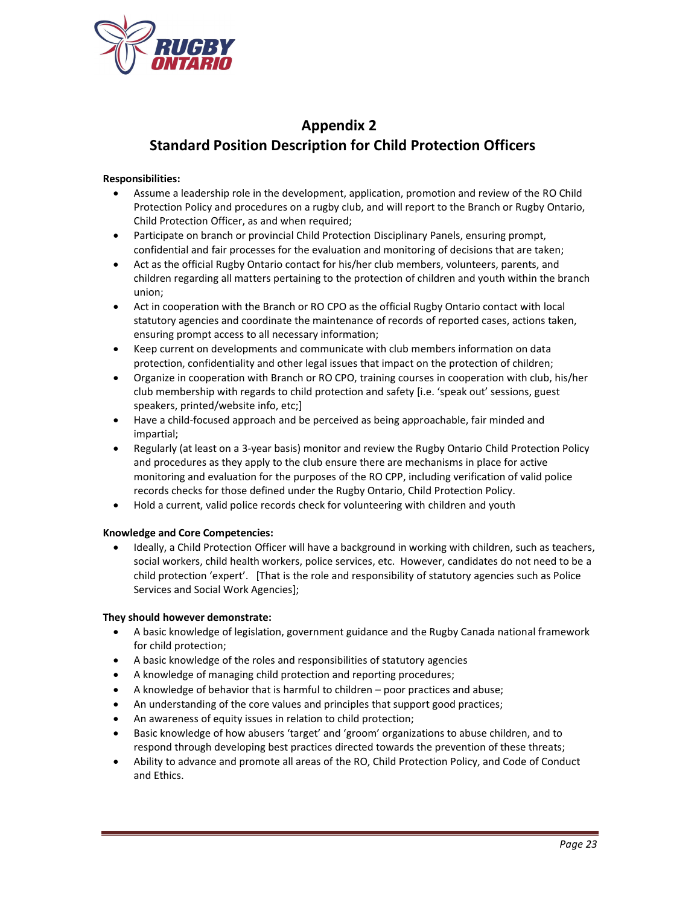# Appendix 2
# Standard Position Description for Child Protection Officers

**Responsibilities:**

- Assume a leadership role in the development, application, promotion and review of the RO Child Protection Policy and procedures on a rugby club, and will report to the Branch or Rugby Ontario, Child Protection Officer, as and when required;
- Participate on branch or provincial Child Protection Disciplinary Panels, ensuring prompt, confidential and fair processes for the evaluation and monitoring of decisions that are taken;
- Act as the official Rugby Ontario contact for his/her club members, volunteers, parents, and children regarding all matters pertaining to the protection of children and youth within the branch union;
- Act in cooperation with the Branch or RO CPO as the official Rugby Ontario contact with local statutory agencies and coordinate the maintenance of records of reported cases, actions taken, ensuring prompt access to all necessary information;
- Keep current on developments and communicate with club members information on data protection, confidentiality and other legal issues that impact on the protection of children;
- Organize in cooperation with Branch or RO CPO, training courses in cooperation with club, his/her club membership with regards to child protection and safety [i.e. 'speak out' sessions, guest speakers, printed/website info, etc;]
- Have a child-focused approach and be perceived as being approachable, fair minded and impartial;
- Regularly (at least on a 3-year basis) monitor and review the Rugby Ontario Child Protection Policy and procedures as they apply to the club ensure there are mechanisms in place for active monitoring and evaluation for the purposes of the RO CPP, including verification of valid police records checks for those defined under the Rugby Ontario, Child Protection Policy.
- Hold a current, valid police records check for volunteering with children and youth

**Knowledge and Core Competencies:**

- Ideally, a Child Protection Officer will have a background in working with children, such as teachers, social workers, child health workers, police services, etc. However, candidates do not need to be a child protection 'expert'. [That is the role and responsibility of statutory agencies such as Police Services and Social Work Agencies];

**They should however demonstrate:**

- A basic knowledge of legislation, government guidance and the Rugby Canada national framework for child protection;
- A basic knowledge of the roles and responsibilities of statutory agencies
- A knowledge of managing child protection and reporting procedures;
- A knowledge of behavior that is harmful to children – poor practices and abuse;
- An understanding of the core values and principles that support good practices;
- An awareness of equity issues in relation to child protection;
- Basic knowledge of how abusers 'target' and 'groom' organizations to abuse children, and to respond through developing best practices directed towards the prevention of these threats;
- Ability to advance and promote all areas of the RO, Child Protection Policy, and Code of Conduct and Ethics.